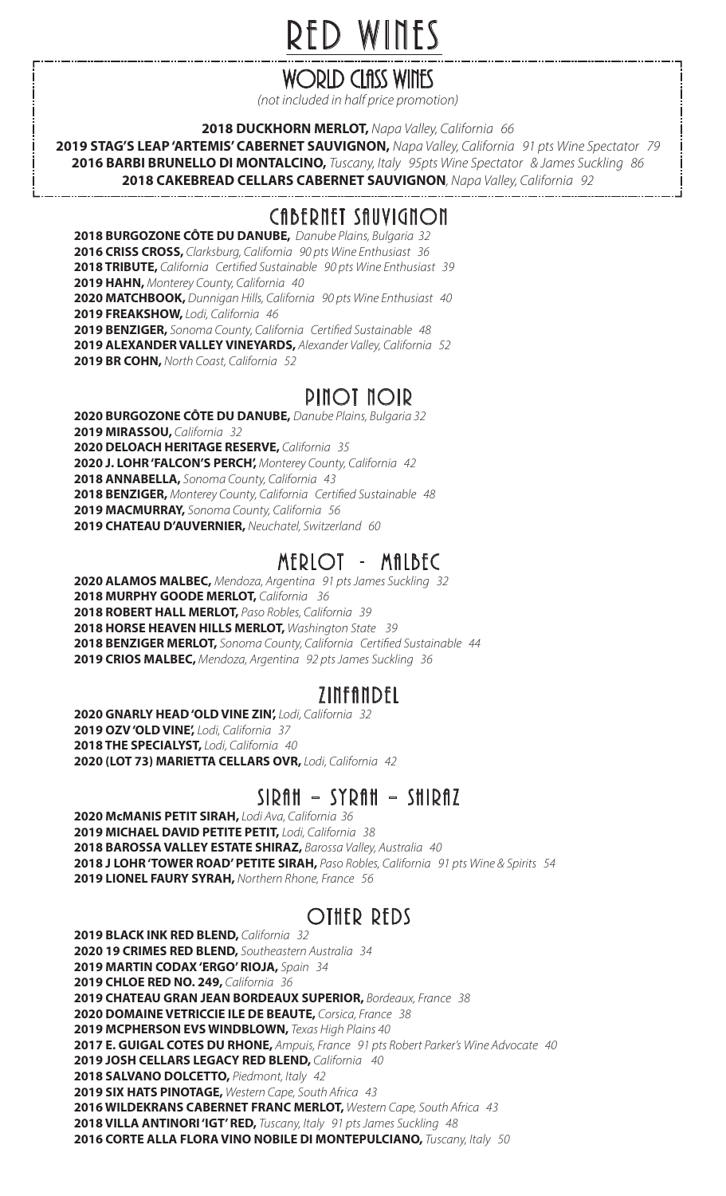# RED WINES

## WORLD CLASS WINES

*(not included in half price promotion)*

**2018 DUCKHORN MERLOT,** *Napa Valley, California 66*
**2019 STAG'S LEAP 'ARTEMIS' CABERNET SAUVIGNON,** *Napa Valley, California 91 pts Wine Spectator 79*
**2016 BARBI BRUNELLO DI MONTALCINO,** *Tuscany, Italy 95pts Wine Spectator & James Suckling 86*
**2018 CAKEBREAD CELLARS CABERNET SAUVIGNON**, *Napa Valley, California 92*

## CABERNET SAUVIGNON

**2018 BURGOZONE CÔTE DU DANUBE,** *Danube Plains, Bulgaria 32*
**2016 CRISS CROSS,** *Clarksburg, California 90 pts Wine Enthusiast 36*
**2018 TRIBUTE,** *California Certified Sustainable 90 pts Wine Enthusiast 39*
**2019 HAHN,** *Monterey County, California 40*
**2020 MATCHBOOK,** *Dunnigan Hills, California 90 pts Wine Enthusiast 40*
**2019 FREAKSHOW,** *Lodi, California 46*
**2019 BENZIGER,** *Sonoma County, California Certified Sustainable 48*
**2019 ALEXANDER VALLEY VINEYARDS,** *Alexander Valley, California 52*
**2019 BR COHN,** *North Coast, California 52*

## PINOT NOIR

**2020 BURGOZONE CÔTE DU DANUBE,** *Danube Plains, Bulgaria 32*
**2019 MIRASSOU,** *California 32*
**2020 DELOACH HERITAGE RESERVE,** *California 35*
**2020 J. LOHR 'FALCON'S PERCH',** *Monterey County, California 42*
**2018 ANNABELLA,** *Sonoma County, California 43*
**2018 BENZIGER,** *Monterey County, California Certified Sustainable 48*
**2019 MACMURRAY,** *Sonoma County, California 56*
**2019 CHATEAU D'AUVERNIER,** *Neuchatel, Switzerland 60*

## MERLOT - MALBEC

**2020 ALAMOS MALBEC,** *Mendoza, Argentina 91 pts James Suckling 32*
**2018 MURPHY GOODE MERLOT,** *California 36*
**2018 ROBERT HALL MERLOT,** *Paso Robles, California 39*
**2018 HORSE HEAVEN HILLS MERLOT,** *Washington State 39*
**2018 BENZIGER MERLOT,** *Sonoma County, California Certified Sustainable 44*
**2019 CRIOS MALBEC,** *Mendoza, Argentina 92 pts James Suckling 36*

## ZINFANDEL

**2020 GNARLY HEAD 'OLD VINE ZIN',** *Lodi, California 32*
**2019 OZV 'OLD VINE',** *Lodi, California 37*
**2018 THE SPECIALYST,** *Lodi, California 40*
**2020 (LOT 73) MARIETTA CELLARS OVR,** *Lodi, California 42*

## SIRAH - SYRAH - SHIRAZ

**2020 McMANIS PETIT SIRAH,** *Lodi Ava, California 36*
**2019 MICHAEL DAVID PETITE PETIT,** *Lodi, California 38*
**2018 BAROSSA VALLEY ESTATE SHIRAZ,** *Barossa Valley, Australia 40*
**2018 J LOHR 'TOWER ROAD' PETITE SIRAH,** *Paso Robles, California 91 pts Wine & Spirits 54*
**2019 LIONEL FAURY SYRAH,** *Northern Rhone, France 56*

## OTHER REDS

**2019 BLACK INK RED BLEND,** *California 32*
**2020 19 CRIMES RED BLEND,** *Southeastern Australia 34*
**2019 MARTIN CODAX 'ERGO' RIOJA,** *Spain 34*
**2019 CHLOE RED NO. 249,** *California 36*
**2019 CHATEAU GRAN JEAN BORDEAUX SUPERIOR,** *Bordeaux, France 38*
**2020 DOMAINE VETRICCIE ILE DE BEAUTE,** *Corsica, France 38*
**2019 MCPHERSON EVS WINDBLOWN,** *Texas High Plains 40*
**2017 E. GUIGAL COTES DU RHONE,** *Ampuis, France 91 pts Robert Parker's Wine Advocate 40*
**2019 JOSH CELLARS LEGACY RED BLEND,** *California 40*
**2018 SALVANO DOLCETTO,** *Piedmont, Italy 42*
**2019 SIX HATS PINOTAGE,** *Western Cape, South Africa 43*
**2016 WILDEKRANS CABERNET FRANC MERLOT,** *Western Cape, South Africa 43*
**2018 VILLA ANTINORI 'IGT' RED,** *Tuscany, Italy 91 pts James Suckling 48*
**2016 CORTE ALLA FLORA VINO NOBILE DI MONTEPULCIANO,** *Tuscany, Italy 50*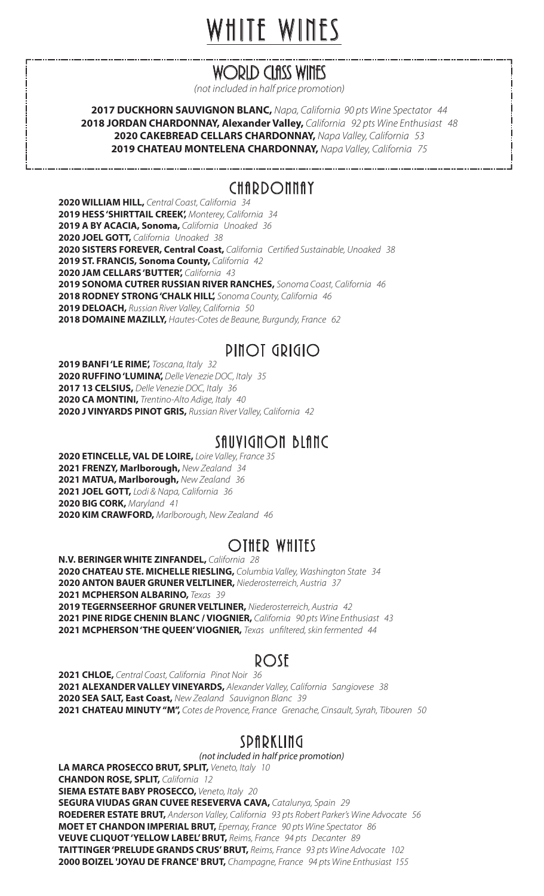# WHITE WINES

## WORLD CLASS WINES

*(not included in half price promotion)*

**2017 DUCKHORN SAUVIGNON BLANC,** *Napa, California 90 pts Wine Spectator 44*
**2018 JORDAN CHARDONNAY, Alexander Valley,** *California 92 pts Wine Enthusiast 48*
**2020 CAKEBREAD CELLARS CHARDONNAY,** *Napa Valley, California 53*
**2019 CHATEAU MONTELENA CHARDONNAY,** *Napa Valley, California 75*

## CHARDONNAY

**2020 WILLIAM HILL,** *Central Coast, California 34*
**2019 HESS 'SHIRTTAIL CREEK',** *Monterey, California 34*
**2019 A BY ACACIA, Sonoma,** *California Unoaked 36*
**2020 JOEL GOTT,** *California Unoaked 38*
**2020 SISTERS FOREVER, Central Coast,** *California Certified Sustainable, Unoaked 38*
**2019 ST. FRANCIS, Sonoma County,** *California 42*
**2020 JAM CELLARS 'BUTTER',** *California 43*
**2019 SONOMA CUTRER RUSSIAN RIVER RANCHES,** *Sonoma Coast, California 46*
**2018 RODNEY STRONG 'CHALK HILL',** *Sonoma County, California 46*
**2019 DELOACH,** *Russian River Valley, California 50*
**2018 DOMAINE MAZILLY,** *Hautes-Cotes de Beaune, Burgundy, France 62*

## PINOT GRIGIO

**2019 BANFI 'LE RIME',** *Toscana, Italy 32*
**2020 RUFFINO 'LUMINA',** *Delle Venezie DOC, Italy 35*
**2017 13 CELSIUS,** *Delle Venezie DOC, Italy 36*
**2020 CA MONTINI,** *Trentino-Alto Adige, Italy 40*
**2020 J VINYARDS PINOT GRIS,** *Russian River Valley, California 42*

## SAUVIGNON BLANC

**2020 ETINCELLE, VAL DE LOIRE,** *Loire Valley, France 35*
**2021 FRENZY, Marlborough,** *New Zealand 34*
**2021 MATUA, Marlborough,** *New Zealand 36*
**2021 JOEL GOTT,** *Lodi & Napa, California 36*
**2020 BIG CORK,** *Maryland 41*
**2020 KIM CRAWFORD,** *Marlborough, New Zealand 46*

## OTHER WHITES

**N.V. BERINGER WHITE ZINFANDEL,** *California 28*
**2020 CHATEAU STE. MICHELLE RIESLING,** *Columbia Valley, Washington State 34*
**2020 ANTON BAUER GRUNER VELTLINER,** *Niederosterreich, Austria 37*
**2021 MCPHERSON ALBARINO,** *Texas 39*
**2019 TEGERNSEERHOF GRUNER VELTLINER,** *Niederosterreich, Austria 42*
**2021 PINE RIDGE CHENIN BLANC / VIOGNIER,** *California 90 pts Wine Enthusiast 43*
**2021 MCPHERSON 'THE QUEEN' VIOGNIER,** *Texas unfiltered, skin fermented 44*

## ROSE

**2021 CHLOE,** *Central Coast, California Pinot Noir 36*
**2021 ALEXANDER VALLEY VINEYARDS,** *Alexander Valley, California Sangiovese 38*
**2020 SEA SALT, East Coast,** *New Zealand Sauvignon Blanc 39*
**2021 CHATEAU MINUTY "M",** *Cotes de Provence, France Grenache, Cinsault, Syrah, Tibouren 50*

## SPARKLING

*(not included in half price promotion)*

**LA MARCA PROSECCO BRUT, SPLIT,** *Veneto, Italy 10*
**CHANDON ROSE, SPLIT,** *California 12*
**SIEMA ESTATE BABY PROSECCO,** *Veneto, Italy 20*
**SEGURA VIUDAS GRAN CUVEE RESEVERVA CAVA,** *Catalunya, Spain 29*
**ROEDERER ESTATE BRUT,** *Anderson Valley, California 93 pts Robert Parker's Wine Advocate 56*
**MOET ET CHANDON IMPERIAL BRUT,** *Epernay, France 90 pts Wine Spectator 86*
**VEUVE CLIQUOT 'YELLOW LABEL' BRUT,** *Reims, France 94 pts Decanter 89*
**TAITTINGER 'PRELUDE GRANDS CRUS' BRUT,** *Reims, France 93 pts Wine Advocate 102*
**2000 BOIZEL 'JOYAU DE FRANCE' BRUT,** *Champagne, France 94 pts Wine Enthusiast 155*